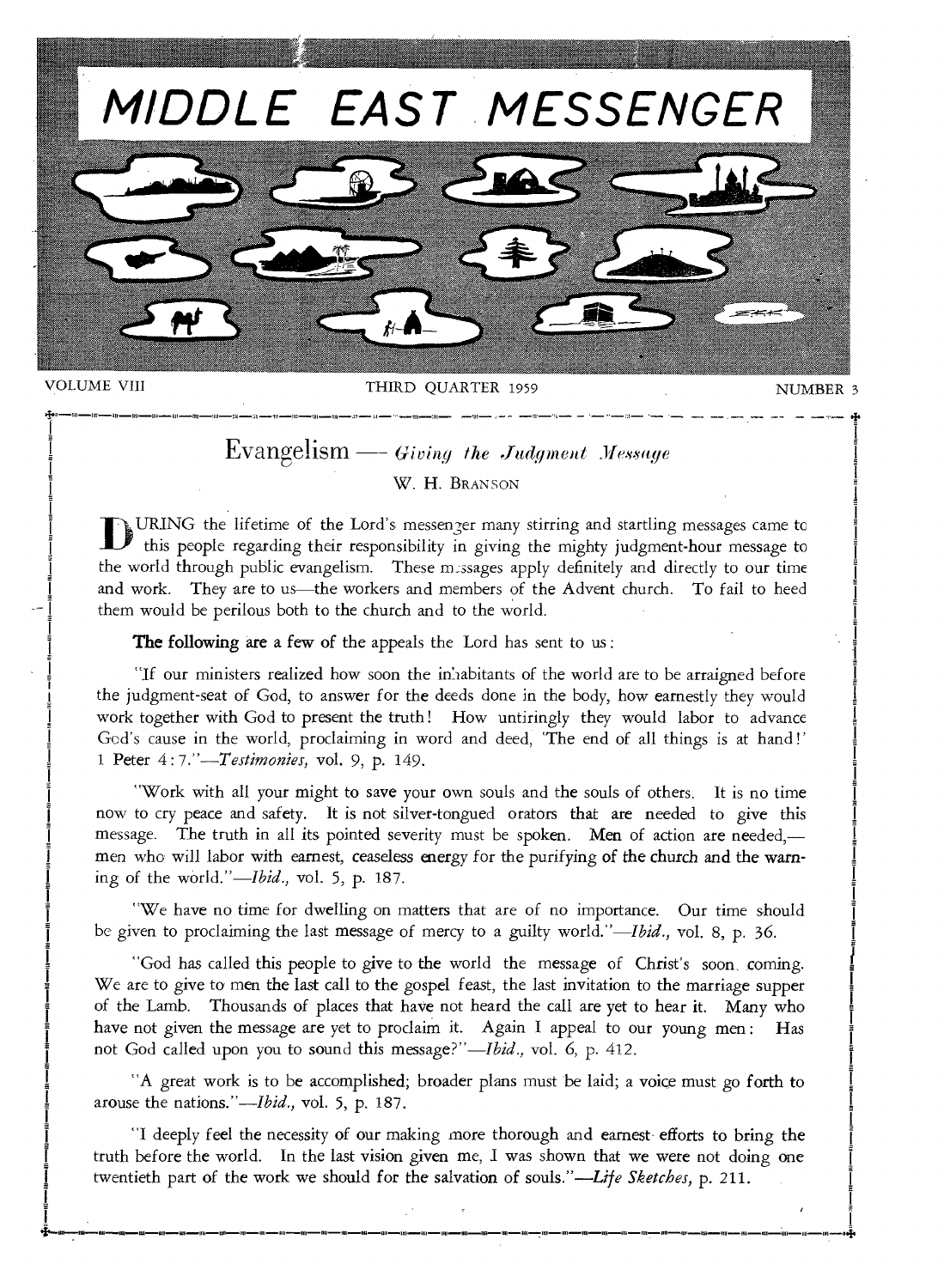# MIDDLE EAST MESSENGER

VOLUME VIII THIRD QUARTER 1959 NUMBER 3

## Evangelism — *Giving the Judgment Message*

W. H. BRANSON

DURING the lifetime of the Lord's messenger many stirring and startling messages came to this people regarding their responsibility in giving the mighty judgment-hour message to the world through public evangelism. These messages apply definitely and directly to our time and work. They are to us—the workers and members of the Advent church. To fail to heed them would be perilous both to the church and to the world.

The following are a few of the appeals the Lord has sent to us:

"If our ministers realized how soon the inhabitants of the world are to be arraigned before the judgment-seat of God, to answer for the deeds done in the body, how earnestly they would work together with God to present the truth! How untiringly they would labor to advance God's cause in the world, proclaiming in word and deed, 'The end of all things is at hand!' 1 Peter 4:7."—*Testimonies,* vol. 9, p. 149.

"Work with all your might to save your own souls and the souls of others. It is no time now to cry peace and safety. It is not silver-tongued orators that are needed to give this message. The truth in all its pointed severity must be spoken. Men of action are needed,—men who will labor with earnest, ceaseless energy for the purifying of the church and the warning of the world."—*Ibid.,* vol. 5, p. 187.

"We have no time for dwelling on matters that are of no importance. Our time should be given to proclaiming the last message of mercy to a guilty world."—*Ibid.,* vol. 8, p. 36.

"God has called this people to give to the world the message of Christ's soon coming. We are to give to men the last call to the gospel feast, the last invitation to the marriage supper of the Lamb. Thousands of places that have not heard the call are yet to hear it. Many who have not given the message are yet to proclaim it. Again I appeal to our young men: Has not God called upon you to sound this message?"—*Ibid.,* vol. 6, p. 412.

"A great work is to be accomplished; broader plans must be laid; a voice must go forth to arouse the nations."—*Ibid.,* vol. 5, p. 187.

"I deeply feel the necessity of our making more thorough and earnest efforts to bring the truth before the world. In the last vision given me, I was shown that we were not doing one twentieth part of the work we should for the salvation of souls."—*Life Sketches,* p. 211.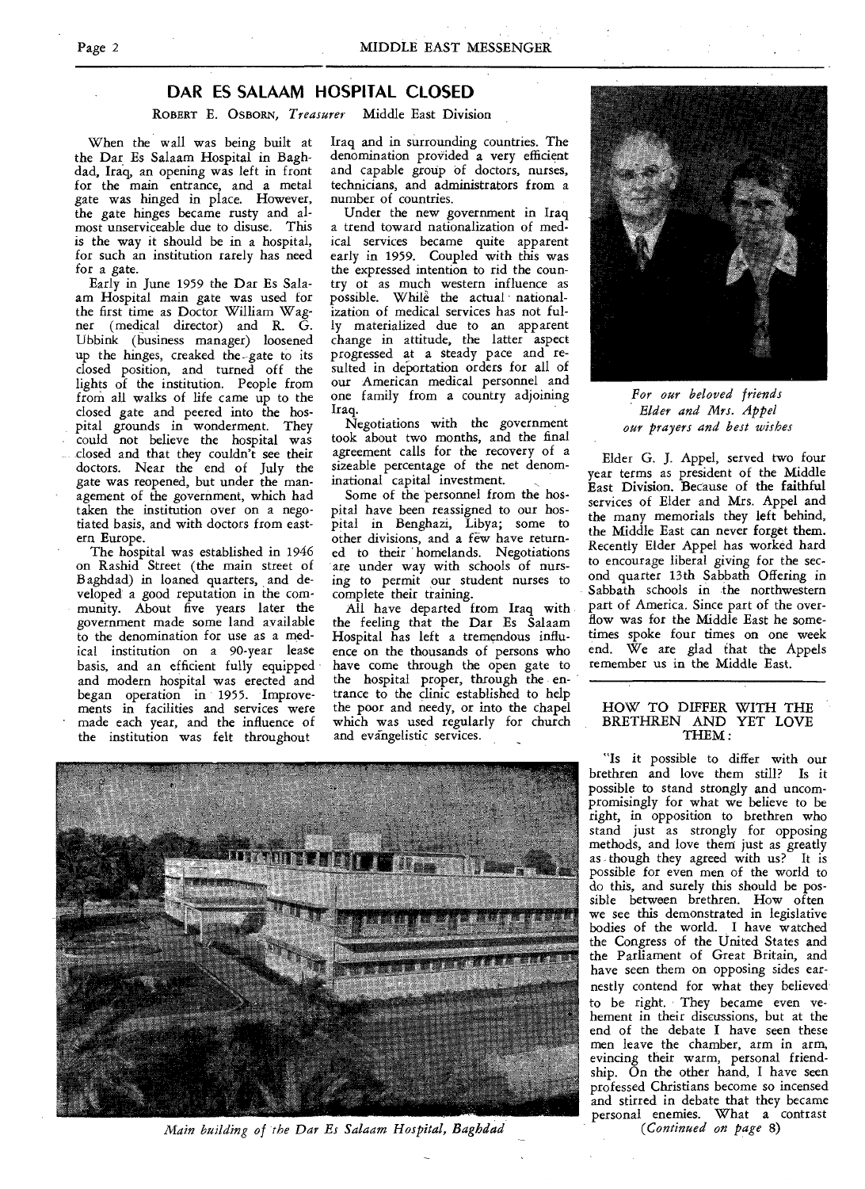## DAR ES SALAAM HOSPITAL CLOSED

ROBERT E. OSBORN, *Treasurer* Middle East Division

When the wall was being built at the Dar Es Salaam Hospital in Baghdad, Iraq, an opening was left in front for the main entrance, and a metal gate was hinged in place. However, the gate hinges became rusty and almost unserviceable due to disuse. This is the way it should be in a hospital, for such an institution rarely has need for a gate.

Early in June 1959 the Dar Es Salaam Hospital main gate was used for the first time as Doctor William Wagner (medical director) and R. G. Ubbink (business manager) loosened up the hinges, creaked the gate to its closed position, and turned off the lights of the institution. People from from all walks of life came up to the closed gate and peered into the hospital grounds in wonderment. They could not believe the hospital was closed and that they couldn't see their doctors. Near the end of July the gate was reopened, but under the management of the government, which had taken the institution over on a negotiated basis, and with doctors from eastern Europe.

The hospital was established in 1946 on Rashid Street (the main street of Baghdad) in loaned quarters, and developed a good reputation in the community. About five years later the government made some land available to the denomination for use as a medical institution on a 90-year lease basis, and an efficient fully equipped and modern hospital was erected and began operation in 1955. Improvements in facilities and services were made each year, and the influence of the institution was felt throughout Iraq and in surrounding countries. The denomination provided a very efficient and capable group of doctors, nurses, technicians, and administrators from a number of countries.

Under the new government in Iraq a trend toward nationalization of medical services became quite apparent early in 1959. Coupled with this was the expressed intention to rid the country of as much western influence as possible. While the actual nationalization of medical services has not fully materialized due to an apparent change in attitude, the latter aspect progressed at a steady pace and resulted in deportation orders for all of our American medical personnel and one family from a country adjoining Iraq.

Negotiations with the government took about two months, and the final agreement calls for the recovery of a sizeable percentage of the net denominational capital investment.

Some of the personnel from the hospital have been reassigned to our hospital in Benghazi, Libya; some to other divisions, and a few have returned to their homelands. Negotiations are under way with schools of nursing to permit our student nurses to complete their training.

All have departed from Iraq with the feeling that the Dar Es Salaam Hospital has left a tremendous influence on the thousands of persons who have come through the open gate to the hospital proper, through the entrance to the clinic established to help the poor and needy, or into the chapel which was used regularly for church and evangelistic services.

*Main building of the Dar Es Salaam Hospital, Baghdad*

*For our beloved friends Elder and Mrs. Appel our prayers and best wishes*

Elder G. J. Appel, served two four year terms as president of the Middle East Division. Because of the faithful services of Elder and Mrs. Appel and the many memorials they left behind, the Middle East can never forget them. Recently Elder Appel has worked hard to encourage liberal giving for the second quarter 13th Sabbath Offering in Sabbath schools in the northwestern part of America. Since part of the overflow was for the Middle East he sometimes spoke four times on one week end. We are glad that the Appels remember us in the Middle East.

### HOW TO DIFFER WITH THE BRETHREN AND YET LOVE THEM:

"Is it possible to differ with our brethren and love them still? Is it possible to stand strongly and uncompromisingly for what we believe to be right, in opposition to brethren who stand just as strongly for opposing methods, and love them just as greatly as though they agreed with us? It is possible for even men of the world to do this, and surely this should be possible between brethren. How often we see this demonstrated in legislative bodies of the world. I have watched the Congress of the United States and the Parliament of Great Britain, and have seen them on opposing sides earnestly contend for what they believed to be right. They became even vehement in their discussions, but at the end of the debate I have seen these men leave the chamber, arm in arm, evincing their warm, personal friendship. On the other hand, I have seen professed Christians become so incensed and stirred in debate that they became personal enemies. What a contrast

*(Continued on page 8)*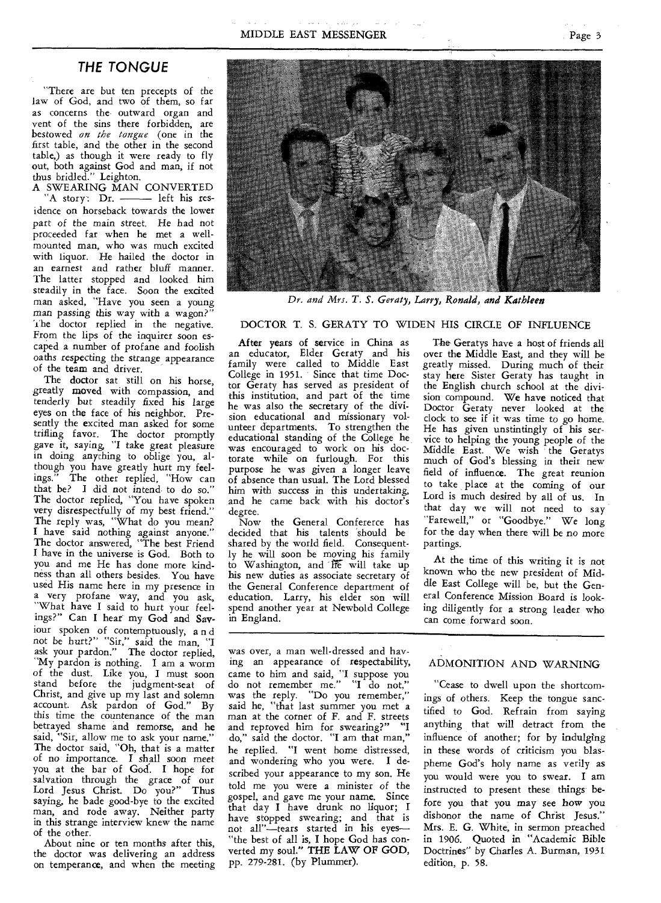## THE TONGUE

"There are but ten precepts of the law of God, and two of them, so far as concerns the outward organ and vent of the sins there forbidden, are bestowed *on the tongue* (one in the first table, and the other in the second table,) as though it were ready to fly out, both against God and man, if not thus bridled." Leighton.

A SWEARING MAN CONVERTED

"A story: Dr. ——— left his residence on horseback towards the lower part of the main street. He had not proceeded far when he met a well-mounted man, who was much excited with liquor. He hailed the doctor in an earnest and rather bluff manner. The latter stopped and looked him steadily in the face. Soon the excited man asked, "Have you seen a young man passing this way with a wagon?" The doctor replied in the negative. From the lips of the inquirer soon escaped a number of profane and foolish oaths respecting the strange appearance of the team and driver.

The doctor sat still on his horse, greatly moved with compassion, and tenderly but steadily fixed his large eyes on the face of his neighbor. Presently the excited man asked for some trifling favor. The doctor promptly gave it, saying, "I take great pleasure in doing anything to oblige you, although you have greatly hurt my feelings." The other replied, "How can that be? I did not intend to do so." The doctor replied, "You have spoken very disrespectfully of my best friend." The reply was, "What do you mean? I have said nothing against anyone." The doctor answered, "The best Friend I have in the universe is God. Both to you and me He has done more kindness than all others besides. You have used His name here in my presence in a very profane way, and you ask, "What have I said to hurt your feelings?" Can I hear my God and Saviour spoken of contemptuously, and not be hurt?" "Sir," said the man, "I ask your pardon." The doctor replied, "My pardon is nothing. I am a worm of the dust. Like you, I must soon stand before the judgment-seat of Christ, and give up my last and solemn account. Ask pardon of God." By this time the countenance of the man betrayed shame and remorse, and he said, "Sir, allow me to ask your name." The doctor said, "Oh, that is a matter of no importance. I shall soon meet you at the bar of God. I hope for salvation through the grace of our Lord Jesus Christ. Do you?" Thus saying, he bade good-bye to the excited man, and rode away. Neither party in this strange interview knew the name of the other.

About nine or ten months after this, the doctor was delivering an address on temperance, and when the meeting was over, a man well-dressed and having an appearance of respectability, came to him and said, "I suppose you do not remember me." "I do not," was the reply. "Do you remember," said he, "that last summer you met a man at the corner of F. and F. streets and reproved him for swearing?" "I do," said the doctor. "I am that man," he replied. "I went home distressed, and wondering who you were. I described your appearance to my son. He told me you were a minister of the gospel, and gave me your name. Since that day I have drunk no liquor; I have stopped swearing; and that is not all"—tears started in his eyes—"the best of all is, I hope God has converted my soul." THE LAW OF GOD, pp. 279-281. (by Plummer).

*Dr. and Mrs. T. S. Geraty, Larry, Ronald, and Kathleen*

## DOCTOR T. S. GERATY TO WIDEN HIS CIRCLE OF INFLUENCE

After years of service in China as an educator, Elder Geraty and his family were called to Middle East College in 1951. Since that time Doctor Geraty has served as president of this institution, and part of the time he was also the secretary of the division educational and missionary volunteer departments. To strengthen the educational standing of the College he was encouraged to work on his doctorate while on furlough. For this purpose he was given a longer leave of absence than usual. The Lord blessed him with success in this undertaking, and he came back with his doctor's degree.

Now the General Conference has decided that his talents should be shared by the world field. Consequently he will soon be moving his family to Washington, and he will take up his new duties as associate secretary of the General Conference department of education. Larry, his elder son will spend another year at Newbold College in England.

The Geratys have a host of friends all over the Middle East, and they will be greatly missed. During much of their stay here Sister Geraty has taught in the English church school at the division compound. We have noticed that Doctor Geraty never looked at the clock to see if it was time to go home. He has given unstintingly of his service to helping the young people of the Middle East. We wish the Geratys much of God's blessing in their new field of influence. The great reunion to take place at the coming of our Lord is much desired by all of us. In that day we will not need to say "Farewell," or "Goodbye." We long for the day when there will be no more partings.

At the time of this writing it is not known who the new president of Middle East College will be, but the General Conference Mission Board is looking diligently for a strong leader who can come forward soon.

## ADMONITION AND WARNING

"Cease to dwell upon the shortcomings of others. Keep the tongue sanctified to God. Refrain from saying anything that will detract from the influence of another; for by indulging in these words of criticism you blaspheme God's holy name as verily as you would were you to swear. I am instructed to present these things before you that you may see how you dishonor the name of Christ Jesus." Mrs. E. G. White, in sermon preached in 1906. Quoted in "Academic Bible Doctrines" by Charles A. Burman, 1931 edition, p. 58.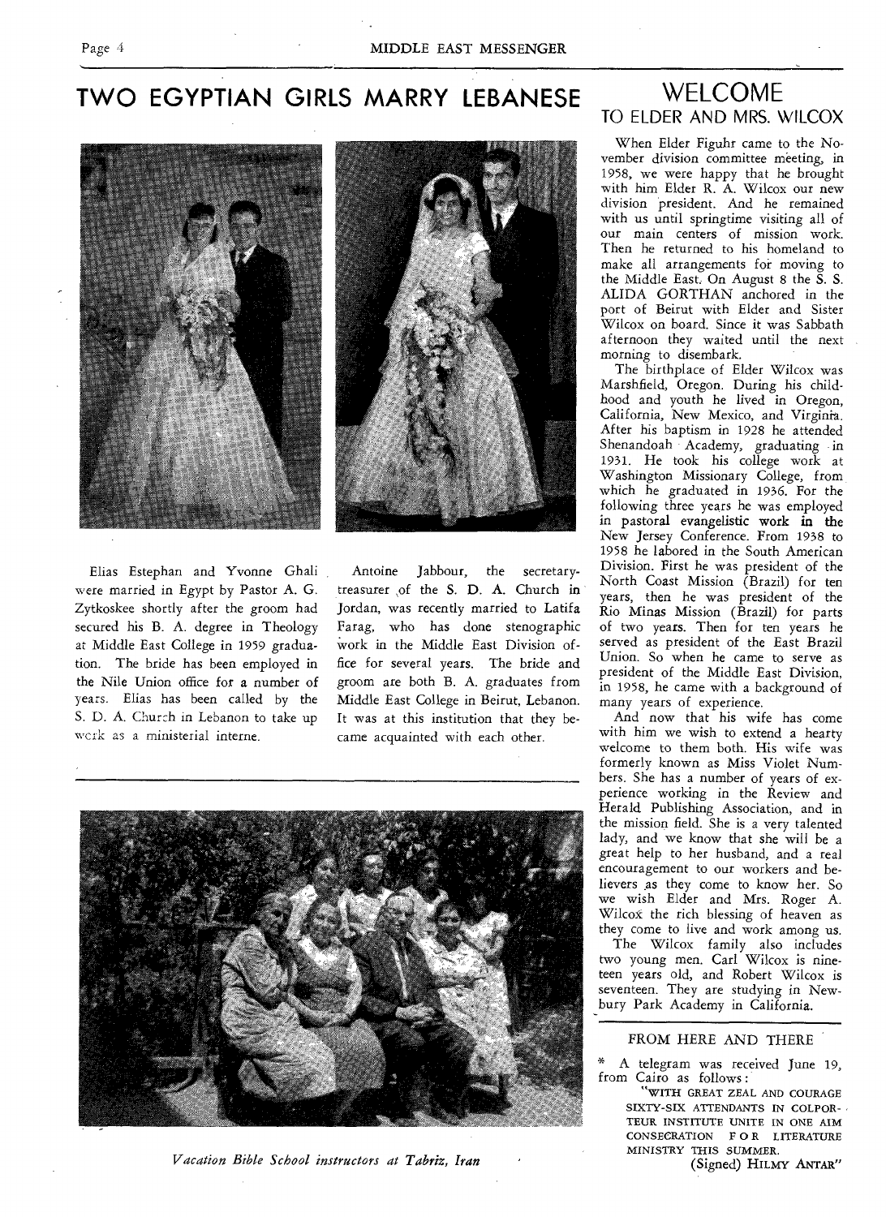## TWO EGYPTIAN GIRLS MARRY LEBANESE

Elias Estephan and Yvonne Ghali were married in Egypt by Pastor A. G. Zytkoskee shortly after the groom had secured his B. A. degree in Theology at Middle East College in 1959 graduation. The bride has been employed in the Nile Union office for a number of years. Elias has been called by the S. D. A. Church in Lebanon to take up work as a ministerial interne.

Antoine Jabbour, the secretary-treasurer of the S. D. A. Church in Jordan, was recently married to Latifa Farag, who has done stenographic work in the Middle East Division office for several years. The bride and groom are both B. A. graduates from Middle East College in Beirut, Lebanon. It was at this institution that they became acquainted with each other.

*Vacation Bible School instructors at Tabriz, Iran*

## WELCOME
### TO ELDER AND MRS. WILCOX

When Elder Figuhr came to the November division committee meeting, in 1958, we were happy that he brought with him Elder R. A. Wilcox our new division president. And he remained with us until springtime visiting all of our main centers of mission work. Then he returned to his homeland to make all arrangements for moving to the Middle East. On August 8 the S. S. ALIDA GORTHAN anchored in the port of Beirut with Elder and Sister Wilcox on board. Since it was Sabbath afternoon they waited until the next morning to disembark.

The birthplace of Elder Wilcox was Marshfield, Oregon. During his childhood and youth he lived in Oregon, California, New Mexico, and Virginia. After his baptism in 1928 he attended Shenandoah Academy, graduating in 1931. He took his college work at Washington Missionary College, from which he graduated in 1936. For the following three years he was employed in pastoral evangelistic work in the New Jersey Conference. From 1938 to 1958 he labored in the South American Division. First he was president of the North Coast Mission (Brazil) for ten years, then he was president of the Rio Minas Mission (Brazil) for parts of two years. Then for ten years he served as president of the East Brazil Union. So when he came to serve as president of the Middle East Division, in 1958, he came with a background of many years of experience.

And now that his wife has come with him we wish to extend a hearty welcome to them both. His wife was formerly known as Miss Violet Numbers. She has a number of years of experience working in the Review and Herald Publishing Association, and in the mission field. She is a very talented lady, and we know that she will be a great help to her husband, and a real encouragement to our workers and believers as they come to know her. So we wish Elder and Mrs. Roger A. Wilcox the rich blessing of heaven as they come to live and work among us.

The Wilcox family also includes two young men. Carl Wilcox is nineteen years old, and Robert Wilcox is seventeen. They are studying in Newbury Park Academy in California.

### FROM HERE AND THERE

\* A telegram was received June 19, from Cairo as follows:

"WITH GREAT ZEAL AND COURAGE SIXTY-SIX ATTENDANTS IN COLPORTEUR INSTITUTE UNITE IN ONE AIM CONSECRATION FOR LITERATURE MINISTRY THIS SUMMER.

(Signed) HILMY ANTAR"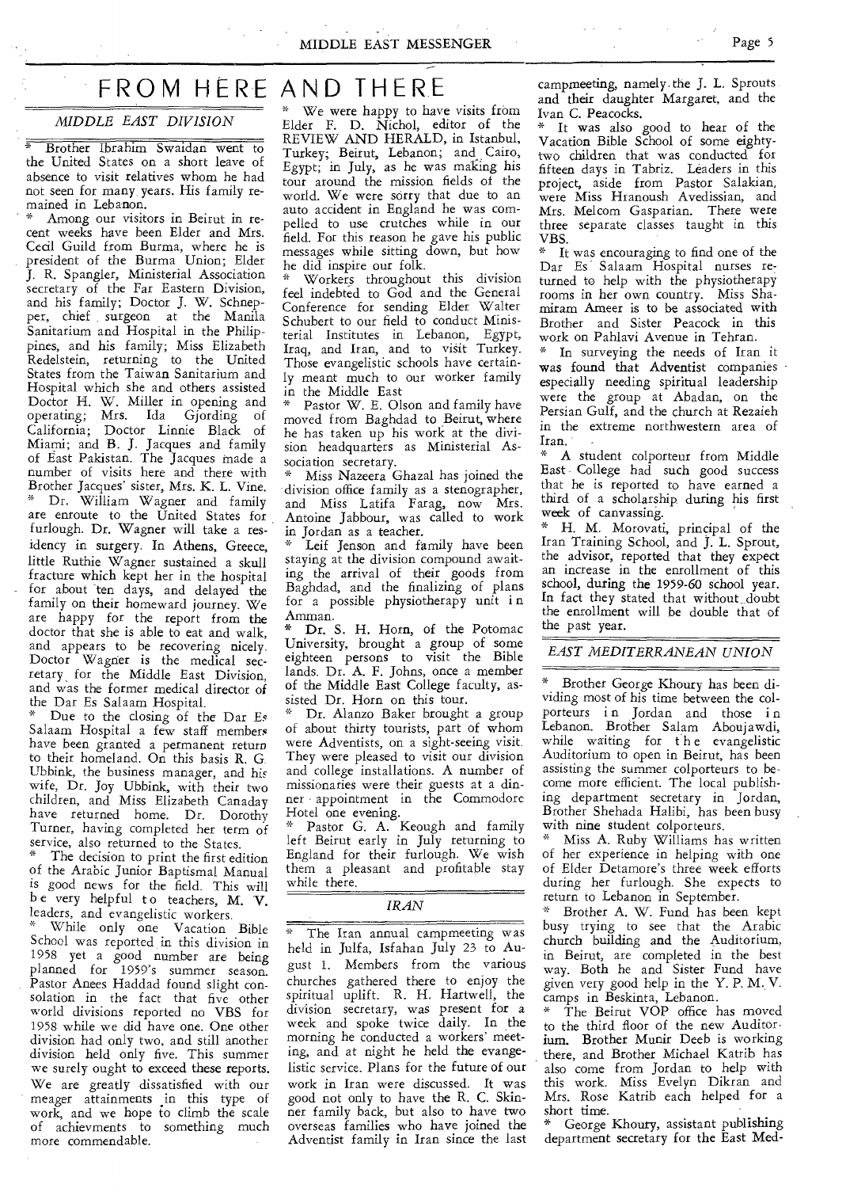# FROM HERE AND THERE

## *MIDDLE EAST DIVISION*

* Brother Ibrahim Swaidan went to the United States on a short leave of absence to visit relatives whom he had not seen for many years. His family remained in Lebanon.

* Among our visitors in Beirut in recent weeks have been Elder and Mrs. Cecil Guild from Burma, where he is president of the Burma Union; Elder J. R. Spangler, Ministerial Association secretary of the Far Eastern Division, and his family; Doctor J. W. Schnepper, chief surgeon at the Manila Sanitarium and Hospital in the Philippines, and his family; Miss Elizabeth Redelstein, returning to the United States from the Taiwan Sanitarium and Hospital which she and others assisted Doctor H. W. Miller in opening and operating; Mrs. Ida Gjording of California; Doctor Linnie Black of Miami; and B. J. Jacques and family of East Pakistan. The Jacques made a number of visits here and there with Brother Jacques' sister, Mrs. K. L. Vine.

* Dr. William Wagner and family are enroute to the United States for furlough. Dr. Wagner will take a residency in surgery. In Athens, Greece, little Ruthie Wagner sustained a skull fracture which kept her in the hospital for about ten days, and delayed the family on their homeward journey. We are happy for the report from the doctor that she is able to eat and walk, and appears to be recovering nicely. Doctor Wagner is the medical secretary for the Middle East Division, and was the former medical director of the Dar Es Salaam Hospital.

* Due to the closing of the Dar Es Salaam Hospital a few staff members have been granted a permanent return to their homeland. On this basis R. G. Ubbink, the business manager, and his wife, Dr. Joy Ubbink, with their two children, and Miss Elizabeth Canaday have returned home. Dr. Dorothy Turner, having completed her term of service, also returned to the States.

* The decision to print the first edition of the Arabic Junior Baptismal Manual is good news for the field. This will be very helpful to teachers, M. V. leaders, and evangelistic workers.

* While only one Vacation Bible School was reported in this division in 1958 yet a good number are being planned for 1959's summer season. Pastor Anees Haddad found slight consolation in the fact that five other world divisions reported no VBS for 1958 while we did have one. One other division had only two, and still another division held only five. This summer we surely ought to exceed these reports. We are greatly dissatisfied with our meager attainments in this type of work, and we hope to climb the scale of achievements to something much more commendable.

* We were happy to have visits from Elder F. D. Nichol, editor of the REVIEW AND HERALD, in Istanbul, Turkey; Beirut, Lebanon; and Cairo, Egypt; in July, as he was making his tour around the mission fields of the world. We were sorry that due to an auto accident in England he was compelled to use crutches while in our field. For this reason he gave his public messages while sitting down, but how he did inspire our folk.

* Workers throughout this division feel indebted to God and the General Conference for sending Elder Walter Schubert to our field to conduct Ministerial Institutes in Lebanon, Egypt, Iraq, and Iran, and to visit Turkey. Those evangelistic schools have certainly meant much to our worker family in the Middle East

* Pastor W. E. Olson and family have moved from Baghdad to Beirut, where he has taken up his work at the division headquarters as Ministerial Association secretary.

* Miss Nazeera Ghazal has joined the division office family as a stenographer, and Miss Latifa Farag, now Mrs. Antoine Jabbour, was called to work in Jordan as a teacher.

* Leif Jenson and family have been staying at the division compound awaiting the arrival of their goods from Baghdad, and the finalizing of plans for a possible physiotherapy unit in Amman.

* Dr. S. H. Horn, of the Potomac University, brought a group of some eighteen persons to visit the Bible lands. Dr. A. F. Johns, once a member of the Middle East College faculty, assisted Dr. Horn on this tour.

* Dr. Alanzo Baker brought a group of about thirty tourists, part of whom were Adventists, on a sight-seeing visit. They were pleased to visit our division and college installations. A number of missionaries were their guests at a dinner appointment in the Commodore Hotel one evening.

* Pastor G. A. Keough and family left Beirut early in July returning to England for their furlough. We wish them a pleasant and profitable stay while there.

## *IRAN*

* The Iran annual campmeeting was held in Julfa, Isfahan July 23 to August 1. Members from the various churches gathered there to enjoy the spiritual uplift. R. H. Hartwell, the division secretary, was present for a week and spoke twice daily. In the morning he conducted a workers' meeting, and at night he held the evangelistic service. Plans for the future of our work in Iran were discussed. It was good not only to have the R. C. Skinner family back, but also to have two overseas families who have joined the Adventist family in Iran since the last campmeeting, namely the J. L. Sprouts and their daughter Margaret, and the Ivan C. Peacocks.

* It was also good to hear of the Vacation Bible School of some eighty-two children that was conducted for fifteen days in Tabriz. Leaders in this project, aside from Pastor Salakian, were Miss Hranoush Avedissian, and Mrs. Melcom Gasparian. There were three separate classes taught in this VBS.

* It was encouraging to find one of the Dar Es Salaam Hospital nurses returned to help with the physiotherapy rooms in her own country. Miss Shamiram Ameer is to be associated with Brother and Sister Peacock in this work on Pahlavi Avenue in Tehran.

* In surveying the needs of Iran it was found that Adventist companies especially needing spiritual leadership were the group at Abadan, on the Persian Gulf, and the church at Rezaieh in the extreme northwestern area of Iran.

* A student colporteur from Middle East College had such good success that he is reported to have earned a third of a scholarship during his first week of canvassing.

* H. M. Morovati, principal of the Iran Training School, and J. L. Sprout, the advisor, reported that they expect an increase in the enrollment of this school, during the 1959-60 school year. In fact they stated that without doubt the enrollment will be double that of the past year.

## *EAST MEDITERRANEAN UNION*

* Brother George Khoury has been dividing most of his time between the colporteurs in Jordan and those in Lebanon. Brother Salam Aboujawdi, while waiting for the evangelistic Auditorium to open in Beirut, has been assisting the summer colporteurs to become more efficient. The local publishing department secretary in Jordan, Brother Shehada Halibi, has been busy with nine student colporteurs.

* Miss A. Ruby Williams has written of her experience in helping with one of Elder Detamore's three week efforts during her furlough. She expects to return to Lebanon in September.

* Brother A. W. Fund has been kept busy trying to see that the Arabic church building and the Auditorium, in Beirut, are completed in the best way. Both he and Sister Fund have given very good help in the Y. P. M. V. camps in Beskinta, Lebanon.

* The Beirut VOP office has moved to the third floor of the new Auditorium. Brother Munir Deeb is working there, and Brother Michael Katrib has also come from Jordan to help with this work. Miss Evelyn Dikran and Mrs. Rose Katrib each helped for a short time.

* George Khoury, assistant publishing department secretary for the East Med-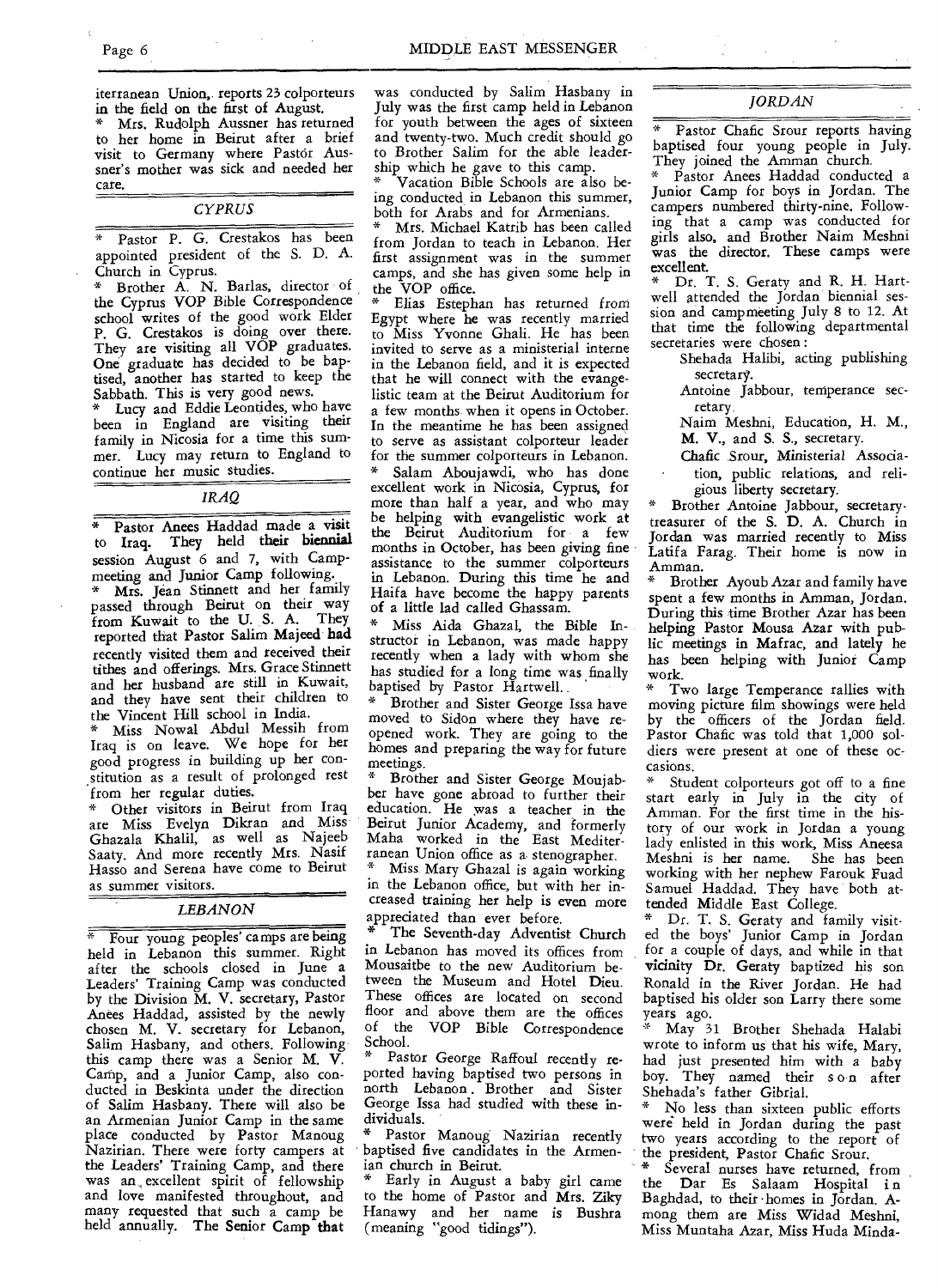iterranean Union, reports 23 colporteurs in the field on the first of August.

* Mrs. Rudolph Aussner has returned to her home in Beirut after a brief visit to Germany where Pastor Aussner's mother was sick and needed her care.

## *CYPRUS*

* Pastor P. G. Crestakos has been appointed president of the S. D. A. Church in Cyprus.

* Brother A. N. Barlas, director of the Cyprus VOP Bible Correspondence school writes of the good work Elder P. G. Crestakos is doing over there. They are visiting all VOP graduates. One graduate has decided to be baptised, another has started to keep the Sabbath. This is very good news.

* Lucy and Eddie Leontides, who have been in England are visiting their family in Nicosia for a time this summer. Lucy may return to England to continue her music studies.

## *IRAQ*

* Pastor Anees Haddad made a visit to Iraq. They held their biennial session August 6 and 7, with Campmeeting and Junior Camp following.

* Mrs. Jean Stinnett and her family passed through Beirut on their way from Kuwait to the U. S. A. They reported that Pastor Salim Majeed had recently visited them and received their tithes and offerings. Mrs. Grace Stinnett and her husband are still in Kuwait, and they have sent their children to the Vincent Hill school in India.

* Miss Nowal Abdul Messih from Iraq is on leave. We hope for her good progress in building up her constitution as a result of prolonged rest from her regular duties.

* Other visitors in Beirut from Iraq are Miss Evelyn Dikran and Miss Ghazala Khalil, as well as Najeeb Saaty. And more recently Mrs. Nasif Hasso and Serena have come to Beirut as summer visitors.

## *LEBANON*

* Four young peoples' camps are being held in Lebanon this summer. Right after the schools closed in June a Leaders' Training Camp was conducted by the Division M. V. secretary, Pastor Anees Haddad, assisted by the newly chosen M. V. secretary for Lebanon, Salim Hasbany, and others. Following this camp there was a Senior M. V. Camp, and a Junior Camp, also conducted in Beskinta under the direction of Salim Hasbany. There will also be an Armenian Junior Camp in the same place conducted by Pastor Manoug Nazirian. There were forty campers at the Leaders' Training Camp, and there was an excellent spirit of fellowship and love manifested throughout, and many requested that such a camp be held annually. The Senior Camp that was conducted by Salim Hasbany in July was the first camp held in Lebanon for youth between the ages of sixteen and twenty-two. Much credit should go to Brother Salim for the able leadership which he gave to this camp.

* Vacation Bible Schools are also being conducted in Lebanon this summer, both for Arabs and for Armenians.

* Mrs. Michael Katrib has been called from Jordan to teach in Lebanon. Her first assignment was in the summer camps, and she has given some help in the VOP office.

* Elias Estephan has returned from Egypt where he was recently married to Miss Yvonne Ghali. He has been invited to serve as a ministerial interne in the Lebanon field, and it is expected that he will connect with the evangelistic team at the Beirut Auditorium for a few months when it opens in October. In the meantime he has been assigned to serve as assistant colporteur leader for the summer colporteurs in Lebanon.

* Salam Aboujawdi, who has done excellent work in Nicosia, Cyprus, for more than half a year, and who may be helping with evangelistic work at the Beirut Auditorium for a few months in October, has been giving fine assistance to the summer colporteurs in Lebanon. During this time he and Haifa have become the happy parents of a little lad called Ghassam.

* Miss Aida Ghazal, the Bible Instructor in Lebanon, was made happy recently when a lady with whom she has studied for a long time was finally baptised by Pastor Hartwell.

* Brother and Sister George Issa have moved to Sidon where they have reopened work. They are going to the homes and preparing the way for future meetings.

* Brother and Sister George Moujabber have gone abroad to further their education. He was a teacher in the Beirut Junior Academy, and formerly Maha worked in the East Mediterranean Union office as a stenographer.

* Miss Mary Ghazal is again working in the Lebanon office, but with her increased training her help is even more appreciated than ever before.

* The Seventh-day Adventist Church in Lebanon has moved its offices from Mousaitbe to the new Auditorium between the Museum and Hotel Dieu. These offices are located on second floor and above them are the offices of the VOP Bible Correspondence School.

* Pastor George Raffoul recently reported having baptised two persons in north Lebanon. Brother and Sister George Issa had studied with these individuals.

* Pastor Manoug Nazirian recently baptised five candidates in the Armenian church in Beirut.

* Early in August a baby girl came to the home of Pastor and Mrs. Ziky Hanawy and her name is Bushra (meaning "good tidings").

## *JORDAN*

* Pastor Chafic Srour reports having baptised four young people in July. They joined the Amman church.

* Pastor Anees Haddad conducted a Junior Camp for boys in Jordan. The campers numbered thirty-nine. Following that a camp was conducted for girls also, and Brother Naim Meshni was the director. These camps were excellent.

* Dr. T. S. Geraty and R. H. Hartwell attended the Jordan biennial session and campmeeting July 8 to 12. At that time the following departmental secretaries were chosen:

- Shehada Halibi, acting publishing secretary.
- Antoine Jabbour, temperance secretary.
- Naim Meshni, Education, H. M., M. V., and S. S., secretary.
- Chafic Srour, Ministerial Association, public relations, and religious liberty secretary.

* Brother Antoine Jabbour, secretary-treasurer of the S. D. A. Church in Jordan was married recently to Miss Latifa Farag. Their home is now in Amman.

* Brother Ayoub Azar and family have spent a few months in Amman, Jordan. During this time Brother Azar has been helping Pastor Mousa Azar with public meetings in Mafrac, and lately he has been helping with Junior Camp work.

* Two large Temperance rallies with moving picture film showings were held by the officers of the Jordan field. Pastor Chafic was told that 1,000 soldiers were present at one of these occasions.

* Student colporteurs got off to a fine start early in July in the city of Amman. For the first time in the history of our work in Jordan a young lady enlisted in this work, Miss Aneesa Meshni is her name. She has been working with her nephew Farouk Fuad Samuel Haddad. They have both attended Middle East College.

* Dr. T. S. Geraty and family visited the boys' Junior Camp in Jordan for a couple of days, and while in that vicinity Dr. Geraty baptized his son Ronald in the River Jordan. He had baptised his older son Larry there some years ago.

* May 31 Brother Shehada Halabi wrote to inform us that his wife, Mary, had just presented him with a baby boy. They named their son after Shehada's father Gibrial.

* No less than sixteen public efforts were held in Jordan during the past two years according to the report of the president, Pastor Chafic Srour.

* Several nurses have returned, from the Dar Es Salaam Hospital in Baghdad, to their homes in Jordan. Among them are Miss Widad Meshni, Miss Muntaha Azar, Miss Huda Minda-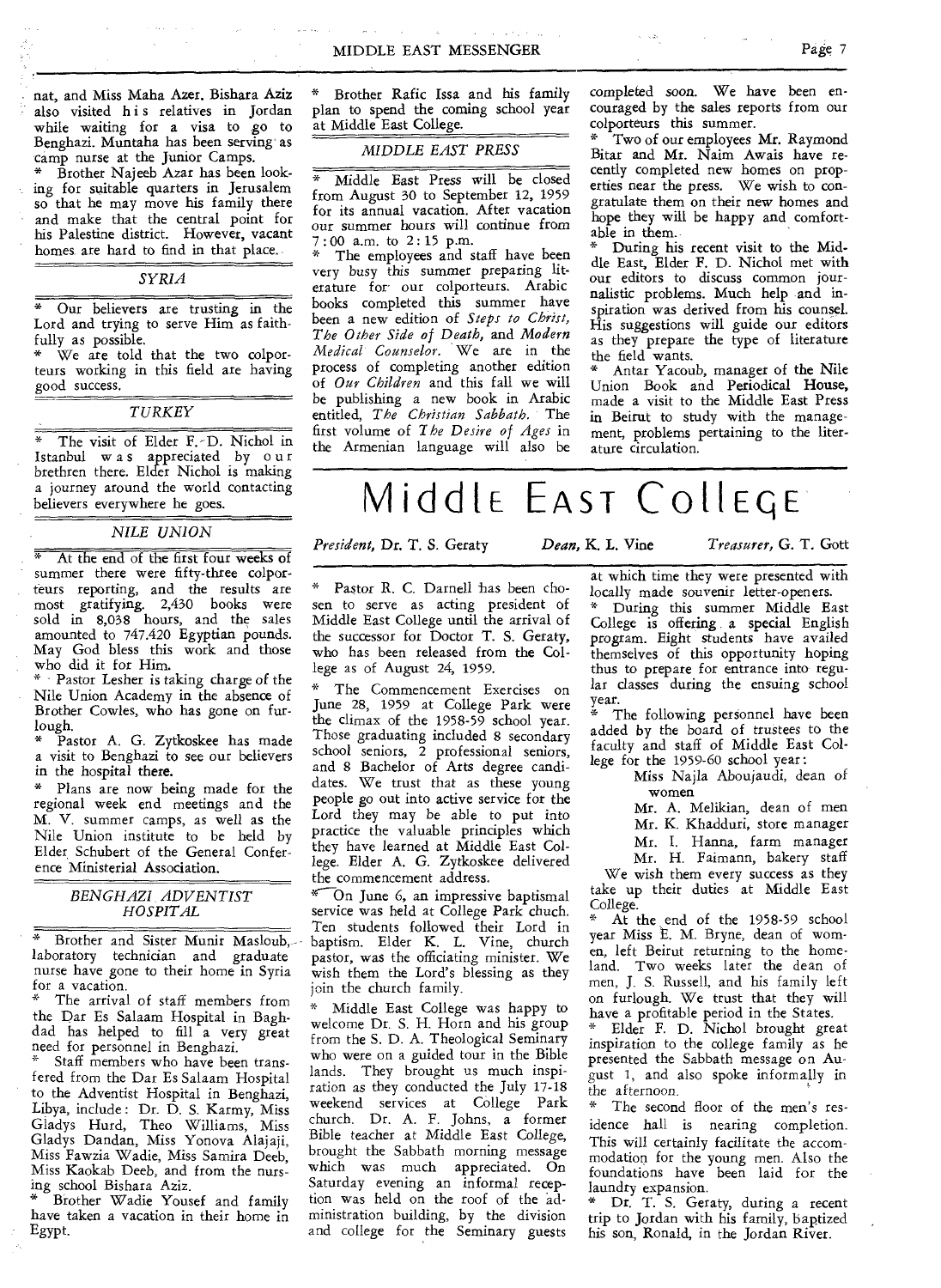nat, and Miss Maha Azer. Bishara Aziz also visited his relatives in Jordan while waiting for a visa to go to Benghazi. Muntaha has been serving as camp nurse at the Junior Camps.

\* Brother Najeeb Azar has been looking for suitable quarters in Jerusalem so that he may move his family there and make that the central point for his Palestine district. However, vacant homes are hard to find in that place.

### *SYRIA*

\* Our believers are trusting in the Lord and trying to serve Him as faithfully as possible.

\* We are told that the two colporteurs working in this field are having good success.

### *TURKEY*

\* The visit of Elder F. D. Nichol in Istanbul was appreciated by our brethren there. Elder Nichol is making a journey around the world contacting believers everywhere he goes.

### *NILE UNION*

\* At the end of the first four weeks of summer there were fifty-three colporteurs reporting, and the results are most gratifying. 2,430 books were sold in 8,038 hours, and the sales amounted to 747.420 Egyptian pounds. May God bless this work and those who did it for Him.

\* Pastor Lesher is taking charge of the Nile Union Academy in the absence of Brother Cowles, who has gone on furlough.

\* Pastor A. G. Zytkoskee has made a visit to Benghazi to see our believers in the hospital there.

\* Plans are now being made for the regional week end meetings and the M. V. summer camps, as well as the Nile Union institute to be held by Elder Schubert of the General Conference Ministerial Association.

### *BENGHAZI ADVENTIST HOSPITAL*

\* Brother and Sister Munir Masloub, laboratory technician and graduate nurse have gone to their home in Syria for a vacation.

\* The arrival of staff members from the Dar Es Salaam Hospital in Baghdad has helped to fill a very great need for personnel in Benghazi.

\* Staff members who have been transfered from the Dar Es Salaam Hospital to the Adventist Hospital in Benghazi, Libya, include: Dr. D. S. Karmy, Miss Gladys Hurd, Theo Williams, Miss Gladys Dandan, Miss Yonova Alajaji, Miss Fawzia Wadie, Miss Samira Deeb, Miss Kaokab Deeb, and from the nursing school Bishara Aziz.

\* Brother Wadie Yousef and family have taken a vacation in their home in Egypt.

\* Brother Rafic Issa and his family plan to spend the coming school year at Middle East College.

### *MIDDLE EAST PRESS*

\* Middle East Press will be closed from August 30 to September 12, 1959 for its annual vacation. After vacation our summer hours will continue from 7:00 a.m. to 2:15 p.m.

\* The employees and staff have been very busy this summer preparing literature for our colporteurs. Arabic books completed this summer have been a new edition of *Steps to Christ*, *The Other Side of Death*, and *Modern Medical Counselor*. We are in the process of completing another edition of *Our Children* and this fall we will be publishing a new book in Arabic entitled, *The Christian Sabbath*. The first volume of *The Desire of Ages* in the Armenian language will also be completed soon. We have been encouraged by the sales reports from our colporteurs this summer.

\* Two of our employees Mr. Raymond Bitar and Mr. Naim Awais have recently completed new homes on properties near the press. We wish to congratulate them on their new homes and hope they will be happy and comfortable in them.

\* During his recent visit to the Middle East, Elder F. D. Nichol met with our editors to discuss common journalistic problems. Much help and inspiration was derived from his counsel. His suggestions will guide our editors as they prepare the type of literature the field wants.

\* Antar Yacoub, manager of the Nile Union Book and Periodical House, made a visit to the Middle East Press in Beirut to study with the management, problems pertaining to the literature circulation.

# Middle East College

*President*, Dr. T. S. Geraty — *Dean*, K. L. Vine — *Treasurer*, G. T. Gott

\* Pastor R. C. Darnell has been chosen to serve as acting president of Middle East College until the arrival of the successor for Doctor T. S. Geraty, who has been released from the College as of August 24, 1959.

\* The Commencement Exercises on June 28, 1959 at College Park were the climax of the 1958-59 school year. Those graduating included 8 secondary school seniors, 2 professional seniors, and 8 Bachelor of Arts degree candidates. We trust that as these young people go out into active service for the Lord they may be able to put into practice the valuable principles which they have learned at Middle East College. Elder A. G. Zytkoskee delivered the commencement address.

\* On June 6, an impressive baptismal service was held at College Park chuch. Ten students followed their Lord in baptism. Elder K. L. Vine, church pastor, was the officiating minister. We wish them the Lord's blessing as they join the church family.

\* Middle East College was happy to welcome Dr. S. H. Horn and his group from the S. D. A. Theological Seminary who were on a guided tour in the Bible lands. They brought us much inspiration as they conducted the July 17-18 weekend services at College Park church. Dr. A. F. Johns, a former Bible teacher at Middle East College, brought the Sabbath morning message which was much appreciated. On Saturday evening an informal reception was held on the roof of the administration building, by the division and college for the Seminary guests at which time they were presented with locally made souvenir letter-openers.

\* During this summer Middle East College is offering a special English program. Eight students have availed themselves of this opportunity hoping thus to prepare for entrance into regular classes during the ensuing school year.

\* The following personnel have been added by the board of trustees to the faculty and staff of Middle East College for the 1959-60 school year:

Miss Najla Aboujaudi, dean of women
Mr. A. Melikian, dean of men
Mr. K. Khadduri, store manager
Mr. I. Hanna, farm manager
Mr. H. Faimann, bakery staff

We wish them every success as they take up their duties at Middle East College.

\* At the end of the 1958-59 school year Miss E. M. Bryne, dean of women, left Beirut returning to the homeland. Two weeks later the dean of men, J. S. Russell, and his family left on furlough. We trust that they will have a profitable period in the States.

\* Elder F. D. Nichol brought great inspiration to the college family as he presented the Sabbath message on August 1, and also spoke informally in the afternoon.

\* The second floor of the men's residence hall is nearing completion. This will certainly facilitate the accommodation for the young men. Also the foundations have been laid for the laundry expansion.

\* Dr. T. S. Geraty, during a recent trip to Jordan with his family, baptized his son, Ronald, in the Jordan River.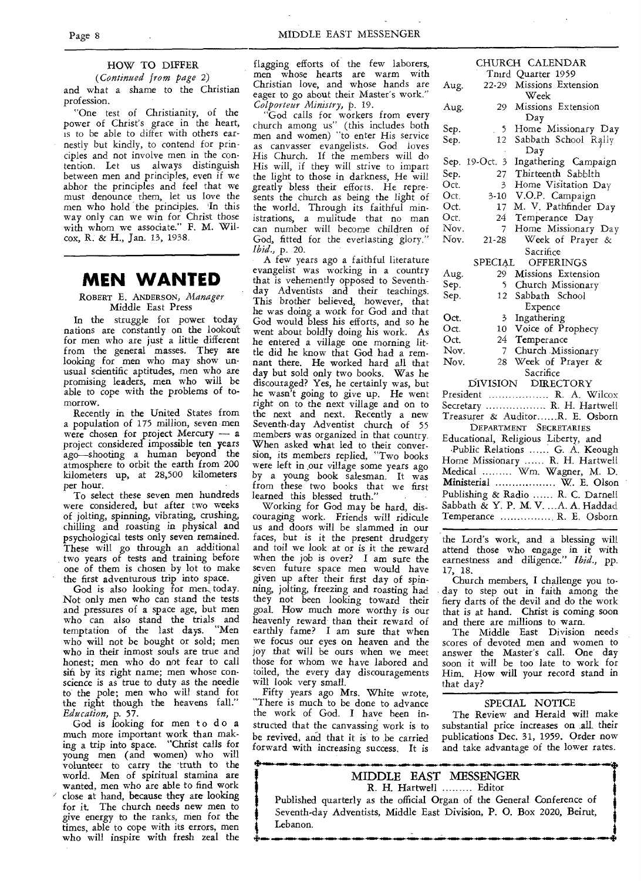HOW TO DIFFER

*(Continued from page 2)*

and what a shame to the Christian profession.

"One test of Christianity, of the power of Christ's grace in the heart, is to be able to differ with others earnestly but kindly, to contend for principles and not involve men in the contention. Let us always distinguish between men and principles, even if we abhor the principles and feel that we must denounce them, let us love the men who hold the principles. In this way only can we win for Christ those with whom we associate." F. M. Wilcox, R. & H., Jan. 13, 1938.

# MEN WANTED

ROBERT E. ANDERSON, *Manager*
Middle East Press

In the struggle for power today nations are constantly on the lookout for men who are just a little different from the general masses. They are looking for men who may show unusual scientific aptitudes, men who are promising leaders, men who will be able to cope with the problems of tomorrow.

Recently in the United States from a population of 175 million, seven men were chosen for project Mercury — a project considered impossible ten years ago—shooting a human beyond the atmosphere to orbit the earth from 200 kilometers up, at 28,500 kilometers per hour.

To select these seven men hundreds were considered, but after two weeks of jolting, spinning, vibrating, crushing, chilling and roasting in physical and psychological tests only seven remained. These will go through an additional two years of tests and training before one of them is chosen by lot to make the first adventurous trip into space.

God is also looking for men today. Not only men who can stand the tests and pressures of a space age, but men who can also stand the trials and temptation of the last days. "Men who will not be bought or sold; men who in their inmost souls are true and honest; men who do not fear to call sin by its right name; men whose conscience is as true to duty as the needle to the pole; men who will stand for the right though the heavens fall." *Education*, p. 57.

God is looking for men to do a much more important work than making a trip into space. "Christ calls for young men (and women) who will volunteer to carry the truth to the world. Men of spiritual stamina are wanted, men who are able to find work close at hand, because they are looking for it. The church needs new men to give energy to the ranks, men for the times, able to cope with its errors, men who will inspire with fresh zeal the flagging efforts of the few laborers, men whose hearts are warm with Christian love, and whose hands are eager to go about their Master's work." *Colporteur Ministry*, p. 19.

"God calls for workers from every church among us" (this includes both men and women) "to enter His service as canvasser evangelists. God loves His Church. If the members will do His will, if they will strive to impart the light to those in darkness, He will greatly bless their efforts. He represents the church as being the light of the world. Through its faithful ministrations, a mulitude that no man can number will become children of God, fitted for the everlasting glory." *Ibid.*, p. 20.

A few years ago a faithful literature evangelist was working in a country that is vehemently opposed to Seventh-day Adventists and their teachings. This brother believed, however, that he was doing a work for God and that God would bless his efforts, and so he went about boldly doing his work. As he entered a village one morning little did he know that God had a remnant there. He worked hard all that day but sold only two books. Was he discouraged? Yes, he certainly was, but he wasn't going to give up. He went right on to the next village and on to the next and next. Recently a new Seventh-day Adventist church of 55 members was organized in that country. When asked what led to their conversion, its members replied, "Two books were left in our village some years ago by a young book salesman. It was from these two books that we first learned this blessed truth."

Working for God may be hard, discouraging work. Friends will ridicule us and doors will be slammed in our faces, but is it the present drudgery and toil we look at or is it the reward when the job is over? I am sure the seven future space men would have given up after their first day of spinning, jolting, freezing and roasting had they not been looking toward their goal. How much more worthy is our heavenly reward than their reward of earthly fame? I am sure that when we focus our eyes on heaven and the joy that will be ours when we meet those for whom we have labored and toiled, the every day discouragements will look very small.

Fifty years ago Mrs. White wrote, "There is much to be done to advance the work of God. I have been instructed that the canvassing work is to be revived, and that it is to be carried forward with increasing success. It is the Lord's work, and a blessing will attend those who engage in it with earnestness and diligence." *Ibid.*, pp. 17, 18.

Church members, I challenge you today to step out in faith among the fiery darts of the devil and do the work that is at hand. Christ is coming soon and there are millions to warn.

The Middle East Division needs scores of devoted men and women to answer the Master's call. One day soon it will be too late to work for Him. How will your record stand in that day?

## CHURCH CALENDAR

Third Quarter 1959

| | | |
|---|---|---|
| Aug. | 22-29 | Missions Extension Week |
| Aug. | 29 | Missions Extension Day |
| Sep. | 5 | Home Missionary Day |
| Sep. | 12 | Sabbath School Rally Day |
| Sep. | 19-Oct. 3 | Ingathering Campaign |
| Sep. | 27 | Thirteenth Sabblth |
| Oct. | 3 | Home Visitation Day |
| Oct. | 3-10 | V.O.P. Campaign |
| Oct. | 17 | M. V. Pathfinder Day |
| Oct. | 24 | Temperance Day |
| Nov. | 7 | Home Missionary Day |
| Nov. | 21-28 | Week of Prayer & Sacrifice |

## SPECIAL OFFERINGS

| | | |
|---|---|---|
| Aug. | 29 | Missions Extension |
| Sep. | 5 | Church Missionary |
| Sep. | 12 | Sabbath School Expence |
| Oct. | 3 | Ingathering |
| Oct. | 10 | Voice of Prophecy |
| Oct. | 24 | Temperance |
| Nov. | 7 | Church Missionary |
| Nov. | 28 | Week of Prayer & Sacrifice |

## DIVISION DIRECTORY

President .................. R. A. Wilcox
Secretary .................. R. H. Hartwell
Treasurer & Auditor...... R. E. Osborn

DEPARTMENT SECRETARIES

Educational, Religious Liberty, and Public Relations ...... G. A. Keough
Home Missionary ...... R. H. Hartwell
Medical ......... Wm. Wagner, M. D.
Ministerial .................. W. E. Olson
Publishing & Radio ...... R. C. Darnell
Sabbath & Y. P. M. V. ....A. A. Haddad
Temperance ................ R. E. Osborn

## SPECIAL NOTICE

The Review and Herald will make substantial price increases on all their publications Dec. 31, 1959. Order now and take advantage of the lower rates.

---

MIDDLE EAST MESSENGER
R. H. Hartwell ......... Editor

Published quarterly as the official Organ of the General Conference of Seventh-day Adventists, Middle East Division, P. O. Box 2020, Beirut, Lebanon.